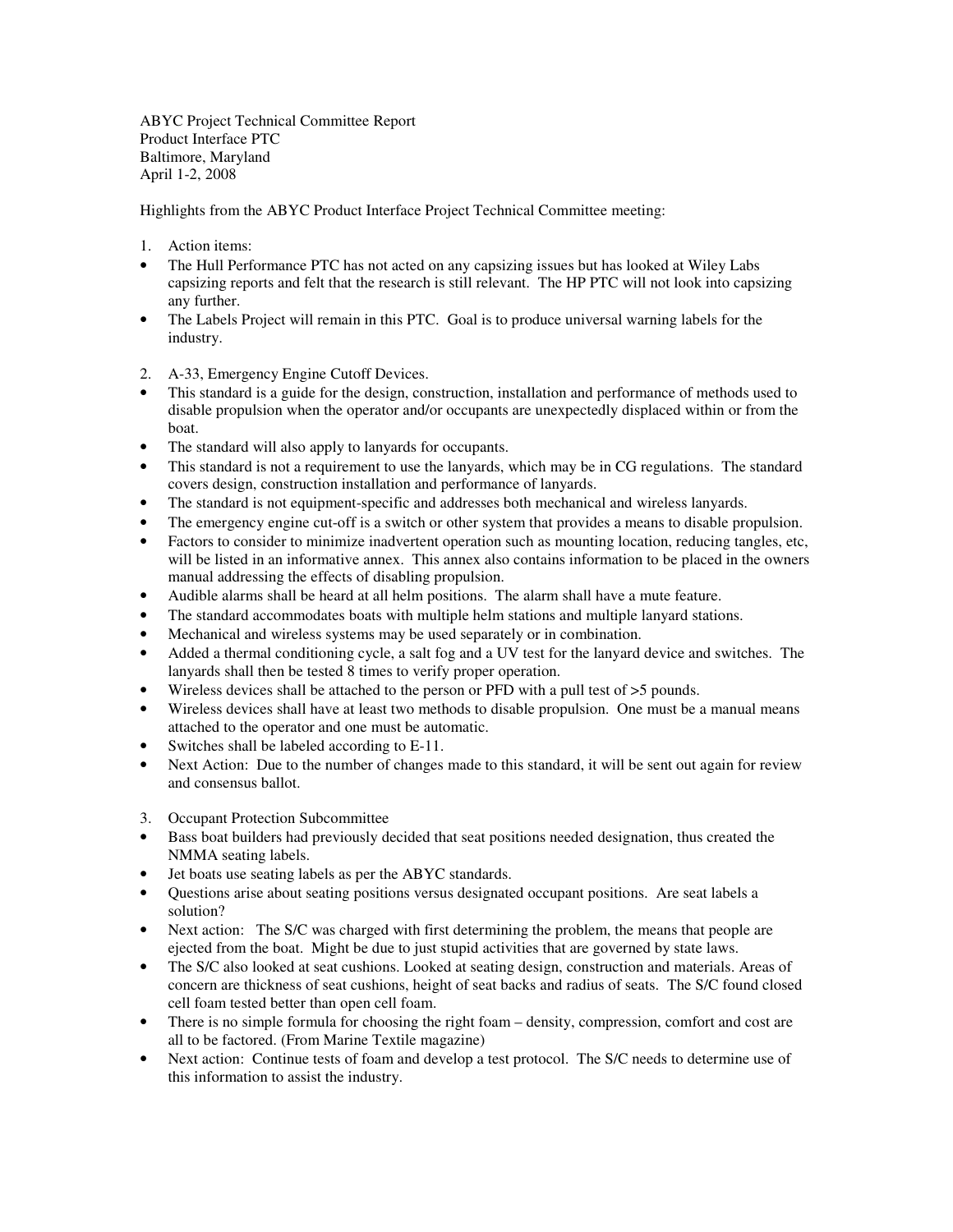ABYC Project Technical Committee Report
Product Interface PTC
Baltimore, Maryland
April 1-2, 2008

Highlights from the ABYC Product Interface Project Technical Committee meeting:

1. Action items:

- The Hull Performance PTC has not acted on any capsizing issues but has looked at Wiley Labs capsizing reports and felt that the research is still relevant. The HP PTC will not look into capsizing any further.
- The Labels Project will remain in this PTC. Goal is to produce universal warning labels for the industry.

2. A-33, Emergency Engine Cutoff Devices.

- This standard is a guide for the design, construction, installation and performance of methods used to disable propulsion when the operator and/or occupants are unexpectedly displaced within or from the boat.
- The standard will also apply to lanyards for occupants.
- This standard is not a requirement to use the lanyards, which may be in CG regulations. The standard covers design, construction installation and performance of lanyards.
- The standard is not equipment-specific and addresses both mechanical and wireless lanyards.
- The emergency engine cut-off is a switch or other system that provides a means to disable propulsion.
- Factors to consider to minimize inadvertent operation such as mounting location, reducing tangles, etc, will be listed in an informative annex. This annex also contains information to be placed in the owners manual addressing the effects of disabling propulsion.
- Audible alarms shall be heard at all helm positions. The alarm shall have a mute feature.
- The standard accommodates boats with multiple helm stations and multiple lanyard stations.
- Mechanical and wireless systems may be used separately or in combination.
- Added a thermal conditioning cycle, a salt fog and a UV test for the lanyard device and switches. The lanyards shall then be tested 8 times to verify proper operation.
- Wireless devices shall be attached to the person or PFD with a pull test of >5 pounds.
- Wireless devices shall have at least two methods to disable propulsion. One must be a manual means attached to the operator and one must be automatic.
- Switches shall be labeled according to E-11.
- Next Action: Due to the number of changes made to this standard, it will be sent out again for review and consensus ballot.

3. Occupant Protection Subcommittee

- Bass boat builders had previously decided that seat positions needed designation, thus created the NMMA seating labels.
- Jet boats use seating labels as per the ABYC standards.
- Questions arise about seating positions versus designated occupant positions. Are seat labels a solution?
- Next action: The S/C was charged with first determining the problem, the means that people are ejected from the boat. Might be due to just stupid activities that are governed by state laws.
- The S/C also looked at seat cushions. Looked at seating design, construction and materials. Areas of concern are thickness of seat cushions, height of seat backs and radius of seats. The S/C found closed cell foam tested better than open cell foam.
- There is no simple formula for choosing the right foam – density, compression, comfort and cost are all to be factored. (From Marine Textile magazine)
- Next action: Continue tests of foam and develop a test protocol. The S/C needs to determine use of this information to assist the industry.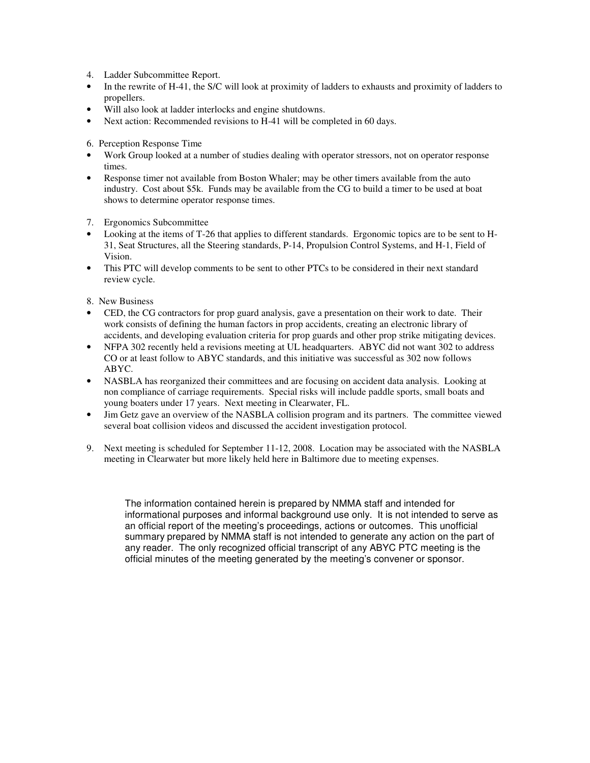4. Ladder Subcommittee Report.

- In the rewrite of H-41, the S/C will look at proximity of ladders to exhausts and proximity of ladders to propellers.
- Will also look at ladder interlocks and engine shutdowns.
- Next action: Recommended revisions to H-41 will be completed in 60 days.

6. Perception Response Time

- Work Group looked at a number of studies dealing with operator stressors, not on operator response times.
- Response timer not available from Boston Whaler; may be other timers available from the auto industry. Cost about $5k. Funds may be available from the CG to build a timer to be used at boat shows to determine operator response times.

7. Ergonomics Subcommittee

- Looking at the items of T-26 that applies to different standards. Ergonomic topics are to be sent to H-31, Seat Structures, all the Steering standards, P-14, Propulsion Control Systems, and H-1, Field of Vision.
- This PTC will develop comments to be sent to other PTCs to be considered in their next standard review cycle.

8. New Business

- CED, the CG contractors for prop guard analysis, gave a presentation on their work to date. Their work consists of defining the human factors in prop accidents, creating an electronic library of accidents, and developing evaluation criteria for prop guards and other prop strike mitigating devices.
- NFPA 302 recently held a revisions meeting at UL headquarters. ABYC did not want 302 to address CO or at least follow to ABYC standards, and this initiative was successful as 302 now follows ABYC.
- NASBLA has reorganized their committees and are focusing on accident data analysis. Looking at non compliance of carriage requirements. Special risks will include paddle sports, small boats and young boaters under 17 years. Next meeting in Clearwater, FL.
- Jim Getz gave an overview of the NASBLA collision program and its partners. The committee viewed several boat collision videos and discussed the accident investigation protocol.

9. Next meeting is scheduled for September 11-12, 2008. Location may be associated with the NASBLA meeting in Clearwater but more likely held here in Baltimore due to meeting expenses.

The information contained herein is prepared by NMMA staff and intended for informational purposes and informal background use only. It is not intended to serve as an official report of the meeting's proceedings, actions or outcomes. This unofficial summary prepared by NMMA staff is not intended to generate any action on the part of any reader. The only recognized official transcript of any ABYC PTC meeting is the official minutes of the meeting generated by the meeting's convener or sponsor.